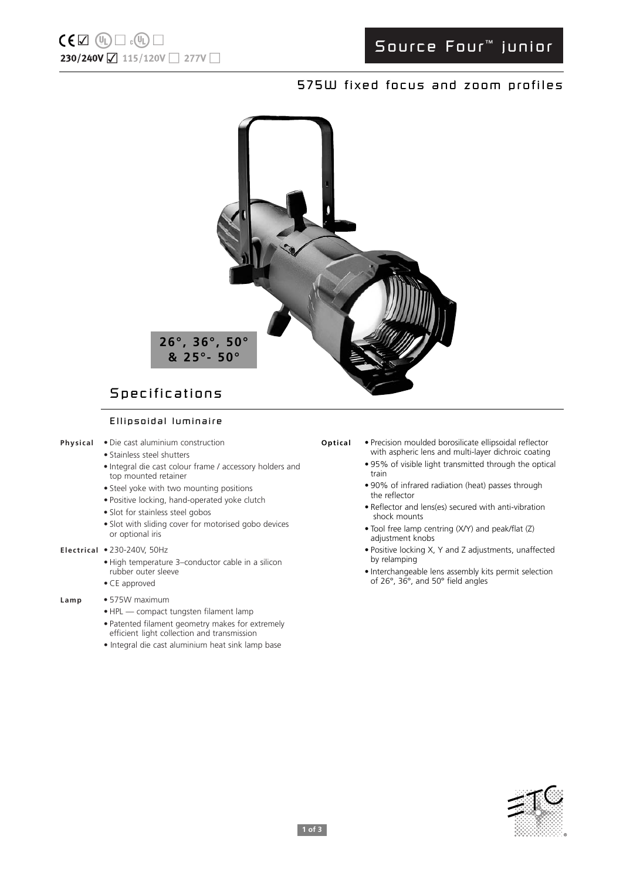CE ☑ UL ☐ cUL ☐
**230/240V** ☑ 115/120V ☐ 277V ☐

# Source Four™ junior

## 575W fixed focus and zoom profiles

**26°, 36°, 50° & 25°- 50°**

## Specifications

### Ellipsoidal luminaire

**Physical**

- Die cast aluminium construction
- Stainless steel shutters
- Integral die cast colour frame / accessory holders and top mounted retainer
- Steel yoke with two mounting positions
- Positive locking, hand-operated yoke clutch
- Slot for stainless steel gobos
- Slot with sliding cover for motorised gobo devices or optional iris

**Electrical**

- 230-240V, 50Hz
- High temperature 3–conductor cable in a silicon rubber outer sleeve
- CE approved

**Lamp**

- 575W maximum
- HPL — compact tungsten filament lamp
- Patented filament geometry makes for extremely efficient light collection and transmission
- Integral die cast aluminium heat sink lamp base

**Optical**

- Precision moulded borosilicate ellipsoidal reflector with aspheric lens and multi-layer dichroic coating
- 95% of visible light transmitted through the optical train
- 90% of infrared radiation (heat) passes through the reflector
- Reflector and lens(es) secured with anti-vibration shock mounts
- Tool free lamp centring (X/Y) and peak/flat (Z) adjustment knobs
- Positive locking X, Y and Z adjustments, unaffected by relamping
- Interchangeable lens assembly kits permit selection of 26°, 36°, and 50° field angles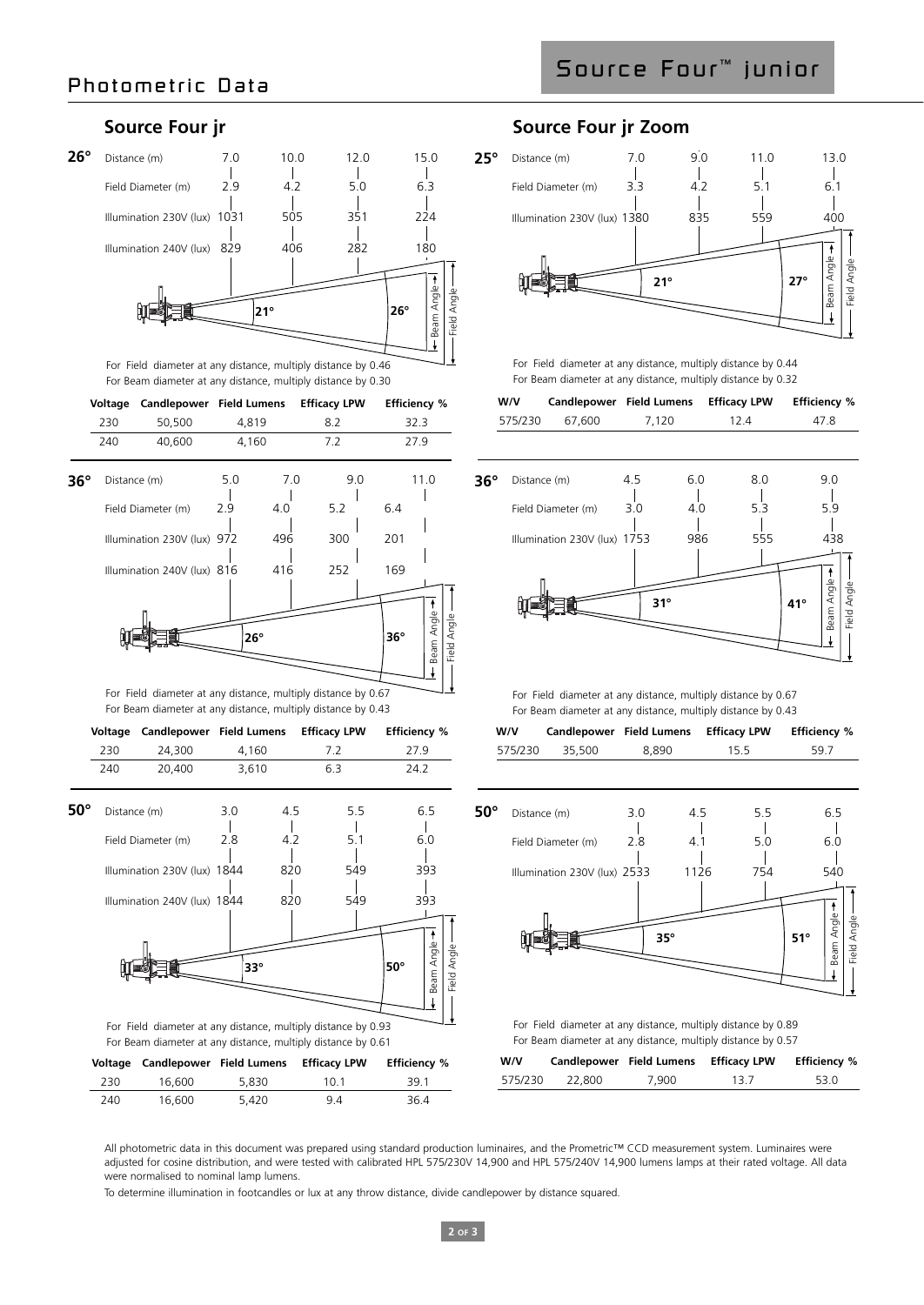# Photometric Data

## Source Four™ junior

### Source Four jr

#### 26°

| Distance (m) | 7.0 | 10.0 | 12.0 | 15.0 |
|---|---|---|---|---|
| Field Diameter (m) | 2.9 | 4.2 | 5.0 | 6.3 |
| Illumination 230V (lux) | 1031 | 505 | 351 | 224 |
| Illumination 240V (lux) | 829 | 406 | 282 | 180 |

Beam Angle 21° — Field Angle 26°

For Field diameter at any distance, multiply distance by 0.46
For Beam diameter at any distance, multiply distance by 0.30

| Voltage | Candlepower | Field Lumens | Efficacy LPW | Efficiency % |
|---|---|---|---|---|
| 230 | 50,500 | 4,819 | 8.2 | 32.3 |
| 240 | 40,600 | 4,160 | 7.2 | 27.9 |

#### 36°

| Distance (m) | 5.0 | 7.0 | 9.0 | 11.0 |
|---|---|---|---|---|
| Field Diameter (m) | 2.9 | 4.0 | 5.2 | 6.4 |
| Illumination 230V (lux) | 972 | 496 | 300 | 201 |
| Illumination 240V (lux) | 816 | 416 | 252 | 169 |

Beam Angle 26° — Field Angle 36°

For Field diameter at any distance, multiply distance by 0.67
For Beam diameter at any distance, multiply distance by 0.43

| Voltage | Candlepower | Field Lumens | Efficacy LPW | Efficiency % |
|---|---|---|---|---|
| 230 | 24,300 | 4,160 | 7.2 | 27.9 |
| 240 | 20,400 | 3,610 | 6.3 | 24.2 |

#### 50°

| Distance (m) | 3.0 | 4.5 | 5.5 | 6.5 |
|---|---|---|---|---|
| Field Diameter (m) | 2.8 | 4.2 | 5.1 | 6.0 |
| Illumination 230V (lux) | 1844 | 820 | 549 | 393 |
| Illumination 240V (lux) | 1844 | 820 | 549 | 393 |

Beam Angle 33° — Field Angle 50°

For Field diameter at any distance, multiply distance by 0.93
For Beam diameter at any distance, multiply distance by 0.61

| Voltage | Candlepower | Field Lumens | Efficacy LPW | Efficiency % |
|---|---|---|---|---|
| 230 | 16,600 | 5,830 | 10.1 | 39.1 |
| 240 | 16,600 | 5,420 | 9.4 | 36.4 |

### Source Four jr Zoom

#### 25°

| Distance (m) | 7.0 | 9.0 | 11.0 | 13.0 |
|---|---|---|---|---|
| Field Diameter (m) | 3.3 | 4.2 | 5.1 | 6.1 |
| Illumination 230V (lux) | 1380 | 835 | 559 | 400 |

Beam Angle 21° — Field Angle 27°

For Field diameter at any distance, multiply distance by 0.44
For Beam diameter at any distance, multiply distance by 0.32

| W/V | Candlepower | Field Lumens | Efficacy LPW | Efficiency % |
|---|---|---|---|---|
| 575/230 | 67,600 | 7,120 | 12.4 | 47.8 |

#### 36°

| Distance (m) | 4.5 | 6.0 | 8.0 | 9.0 |
|---|---|---|---|---|
| Field Diameter (m) | 3.0 | 4.0 | 5.3 | 5.9 |
| Illumination 230V (lux) | 1753 | 986 | 555 | 438 |

Beam Angle 31° — Field Angle 41°

For Field diameter at any distance, multiply distance by 0.67
For Beam diameter at any distance, multiply distance by 0.43

| W/V | Candlepower | Field Lumens | Efficacy LPW | Efficiency % |
|---|---|---|---|---|
| 575/230 | 35,500 | 8,890 | 15.5 | 59.7 |

#### 50°

| Distance (m) | 3.0 | 4.5 | 5.5 | 6.5 |
|---|---|---|---|---|
| Field Diameter (m) | 2.8 | 4.1 | 5.0 | 6.0 |
| Illumination 230V (lux) | 2533 | 1126 | 754 | 540 |

Beam Angle 35° — Field Angle 51°

For Field diameter at any distance, multiply distance by 0.89
For Beam diameter at any distance, multiply distance by 0.57

| W/V | Candlepower | Field Lumens | Efficacy LPW | Efficiency % |
|---|---|---|---|---|
| 575/230 | 22,800 | 7,900 | 13.7 | 53.0 |

All photometric data in this document was prepared using standard production luminaires, and the Prometric™ CCD measurement system. Luminaires were adjusted for cosine distribution, and were tested with calibrated HPL 575/230V 14,900 and HPL 575/240V 14,900 lumens lamps at their rated voltage. All data were normalised to nominal lamp lumens.

To determine illumination in footcandles or lux at any throw distance, divide candlepower by distance squared.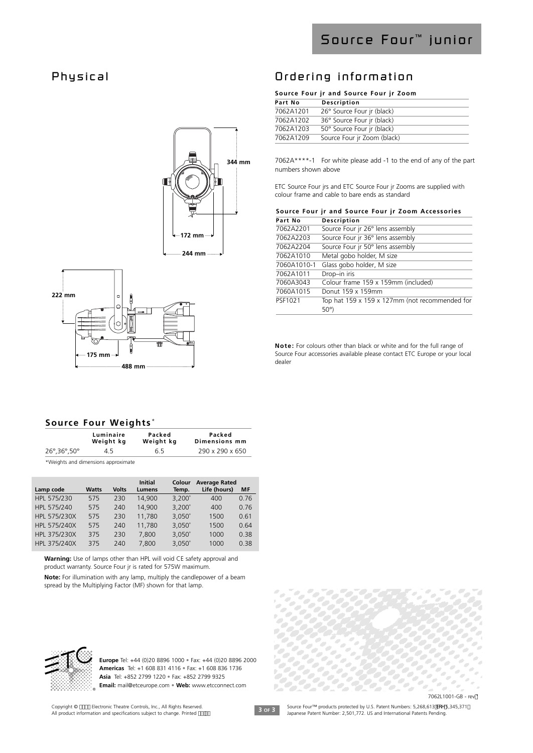# Source Four™ junior

## Physical

344 mm

172 mm

244 mm

222 mm

175 mm

488 mm

### Source Four Weights*

| | Luminaire Weight kg | Packed Weight kg | Packed Dimensions mm |
|---|---|---|---|
| 26°,36°,50° | 4.5 | 6.5 | 290 x 290 x 650 |

*Weights and dimensions approximate

| Lamp code | Watts | Volts | Initial Lumens | Colour Temp. | Average Rated Life (hours) | MF |
|---|---|---|---|---|---|---|
| HPL 575/230 | 575 | 230 | 14,900 | 3,200˚ | 400 | 0.76 |
| HPL 575/240 | 575 | 240 | 14,900 | 3,200˚ | 400 | 0.76 |
| HPL 575/230X | 575 | 230 | 11,780 | 3,050˚ | 1500 | 0.61 |
| HPL 575/240X | 575 | 240 | 11,780 | 3,050˚ | 1500 | 0.64 |
| HPL 375/230X | 375 | 230 | 7,800 | 3,050˚ | 1000 | 0.38 |
| HPL 375/240X | 375 | 240 | 7,800 | 3,050˚ | 1000 | 0.38 |

**Warning:** Use of lamps other than HPL will void CE safety approval and product warranty. Source Four jr is rated for 575W maximum.

**Note:** For illumination with any lamp, multiply the candlepower of a beam spread by the Multiplying Factor (MF) shown for that lamp.

## Ordering information

### Source Four jr and Source Four jr Zoom

| Part No | Description |
|---|---|
| 7062A1201 | 26° Source Four jr (black) |
| 7062A1202 | 36° Source Four jr (black) |
| 7062A1203 | 50° Source Four jr (black) |
| 7062A1209 | Source Four jr Zoom (black) |

7062A****-1 For white please add -1 to the end of any of the part numbers shown above

ETC Source Four jrs and ETC Source Four jr Zooms are supplied with colour frame and cable to bare ends as standard

### Source Four jr and Source Four jr Zoom Accessories

| Part No | Description |
|---|---|
| 7062A2201 | Source Four jr 26° lens assembly |
| 7062A2203 | Source Four jr 36° lens assembly |
| 7062A2204 | Source Four jr 50° lens assembly |
| 7062A1010 | Metal gobo holder, M size |
| 7060A1010-1 | Glass gobo holder, M size |
| 7062A1011 | Drop–in iris |
| 7060A3043 | Colour frame 159 x 159mm (included) |
| 7060A1015 | Donut 159 x 159mm |
| PSF1021 | Top hat 159 x 159 x 127mm (not recommended for 50°) |

**Note:** For colours other than black or white and for the full range of Source Four accessories available please contact ETC Europe or your local dealer

**Europe** Tel: +44 (0)20 8896 1000 • Fax: +44 (0)20 8896 2000
**Americas** Tel: +1 608 831 4116 • Fax: +1 608 836 1736
**Asia** Tel: +852 2799 1220 • Fax: +852 2799 9325
**Email:** mail@etceurope.com • **Web:** www.etcconnect.com

7062L1001-GB - rev

Copyright © Electronic Theatre Controls, Inc., All Rights Reserved. All product information and specifications subject to change. Printed

Source Four™ products protected by U.S. Patent Numbers: 5,268,613 5,345,371 Japanese Patent Number: 2,501,772. US and International Patents Pending.